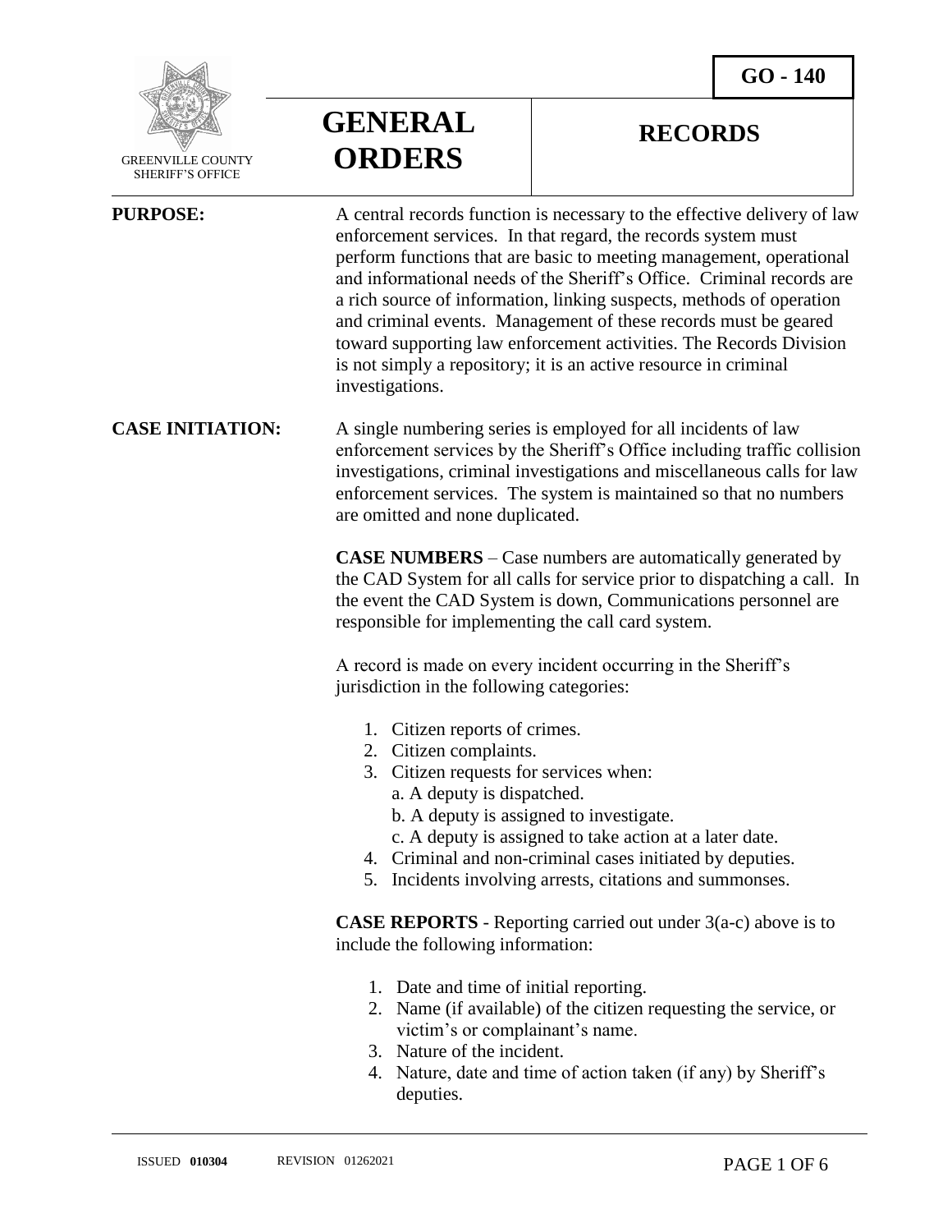GO - 140

GREENVILLE COUNTY SHERIFF'S OFFICE

# GENERAL ORDERS

# RECORDS

**PURPOSE:**

A central records function is necessary to the effective delivery of law enforcement services. In that regard, the records system must perform functions that are basic to meeting management, operational and informational needs of the Sheriff's Office. Criminal records are a rich source of information, linking suspects, methods of operation and criminal events. Management of these records must be geared toward supporting law enforcement activities. The Records Division is not simply a repository; it is an active resource in criminal investigations.

**CASE INITIATION:**

A single numbering series is employed for all incidents of law enforcement services by the Sheriff's Office including traffic collision investigations, criminal investigations and miscellaneous calls for law enforcement services. The system is maintained so that no numbers are omitted and none duplicated.

**CASE NUMBERS** – Case numbers are automatically generated by the CAD System for all calls for service prior to dispatching a call. In the event the CAD System is down, Communications personnel are responsible for implementing the call card system.

A record is made on every incident occurring in the Sheriff's jurisdiction in the following categories:

1. Citizen reports of crimes.
2. Citizen complaints.
3. Citizen requests for services when:
   a. A deputy is dispatched.
   b. A deputy is assigned to investigate.
   c. A deputy is assigned to take action at a later date.
4. Criminal and non-criminal cases initiated by deputies.
5. Incidents involving arrests, citations and summonses.

**CASE REPORTS** - Reporting carried out under 3(a-c) above is to include the following information:

1. Date and time of initial reporting.
2. Name (if available) of the citizen requesting the service, or victim's or complainant's name.
3. Nature of the incident.
4. Nature, date and time of action taken (if any) by Sheriff's deputies.

ISSUED **010304** REVISION 01262021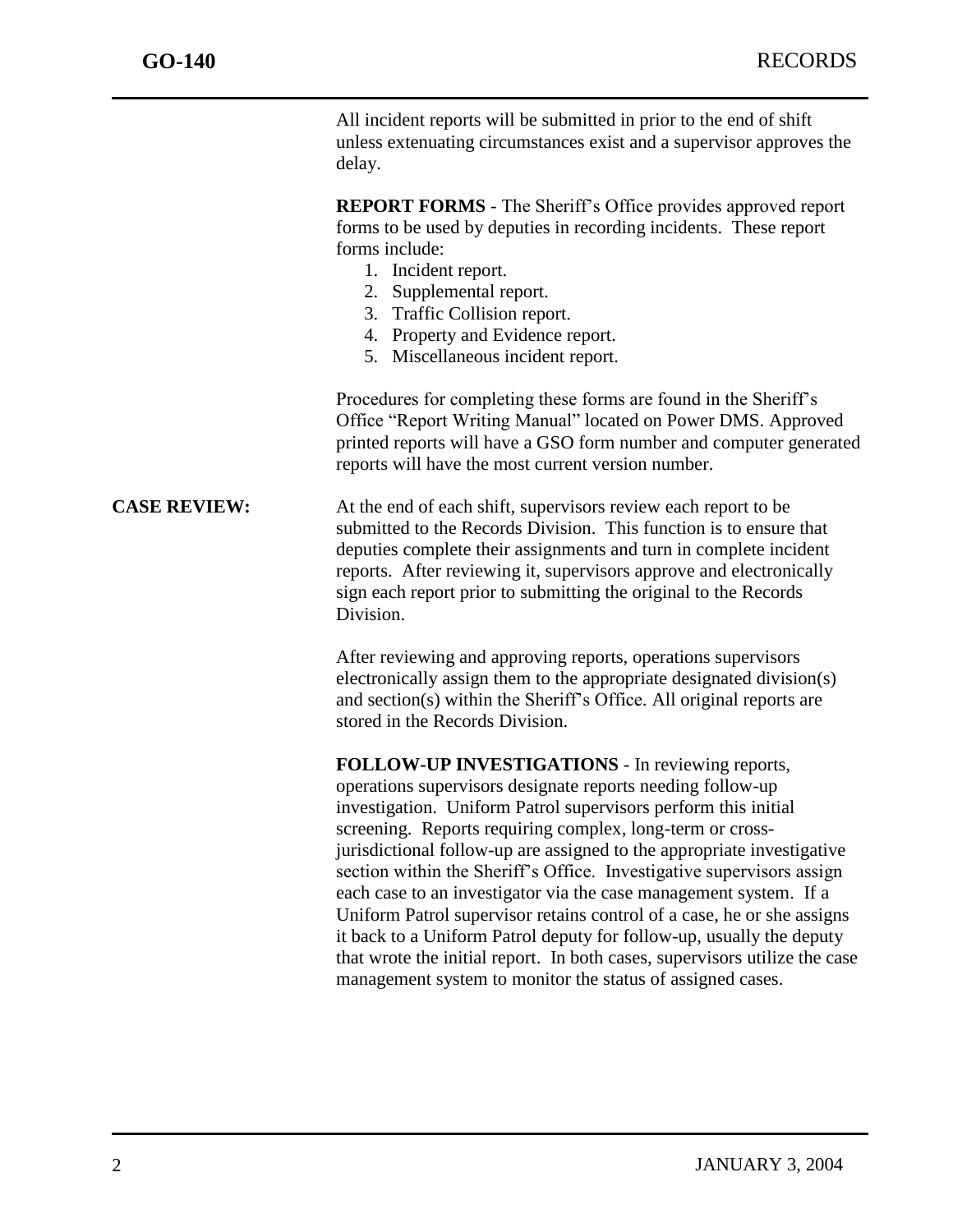All incident reports will be submitted in prior to the end of shift unless extenuating circumstances exist and a supervisor approves the delay.

**REPORT FORMS** - The Sheriff's Office provides approved report forms to be used by deputies in recording incidents. These report forms include:

1. Incident report.
2. Supplemental report.
3. Traffic Collision report.
4. Property and Evidence report.
5. Miscellaneous incident report.

Procedures for completing these forms are found in the Sheriff's Office "Report Writing Manual" located on Power DMS. Approved printed reports will have a GSO form number and computer generated reports will have the most current version number.

**CASE REVIEW:** At the end of each shift, supervisors review each report to be submitted to the Records Division. This function is to ensure that deputies complete their assignments and turn in complete incident reports. After reviewing it, supervisors approve and electronically sign each report prior to submitting the original to the Records Division.

After reviewing and approving reports, operations supervisors electronically assign them to the appropriate designated division(s) and section(s) within the Sheriff's Office. All original reports are stored in the Records Division.

**FOLLOW-UP INVESTIGATIONS** - In reviewing reports, operations supervisors designate reports needing follow-up investigation. Uniform Patrol supervisors perform this initial screening. Reports requiring complex, long-term or cross-jurisdictional follow-up are assigned to the appropriate investigative section within the Sheriff's Office. Investigative supervisors assign each case to an investigator via the case management system. If a Uniform Patrol supervisor retains control of a case, he or she assigns it back to a Uniform Patrol deputy for follow-up, usually the deputy that wrote the initial report. In both cases, supervisors utilize the case management system to monitor the status of assigned cases.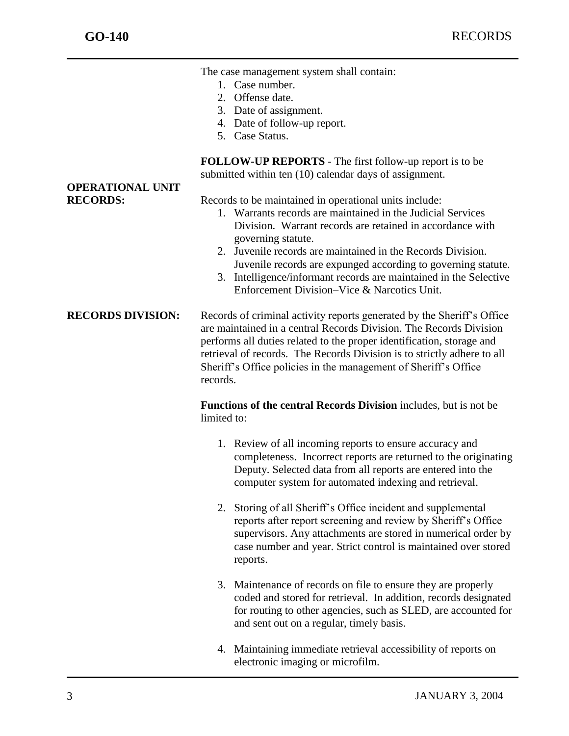The case management system shall contain:

1. Case number.
2. Offense date.
3. Date of assignment.
4. Date of follow-up report.
5. Case Status.

**FOLLOW-UP REPORTS** - The first follow-up report is to be submitted within ten (10) calendar days of assignment.

**OPERATIONAL UNIT RECORDS:**

Records to be maintained in operational units include:

1. Warrants records are maintained in the Judicial Services Division. Warrant records are retained in accordance with governing statute.
2. Juvenile records are maintained in the Records Division. Juvenile records are expunged according to governing statute.
3. Intelligence/informant records are maintained in the Selective Enforcement Division–Vice & Narcotics Unit.

**RECORDS DIVISION:**

Records of criminal activity reports generated by the Sheriff's Office are maintained in a central Records Division. The Records Division performs all duties related to the proper identification, storage and retrieval of records. The Records Division is to strictly adhere to all Sheriff's Office policies in the management of Sheriff's Office records.

**Functions of the central Records Division** includes, but is not be limited to:

1. Review of all incoming reports to ensure accuracy and completeness. Incorrect reports are returned to the originating Deputy. Selected data from all reports are entered into the computer system for automated indexing and retrieval.

2. Storing of all Sheriff's Office incident and supplemental reports after report screening and review by Sheriff's Office supervisors. Any attachments are stored in numerical order by case number and year. Strict control is maintained over stored reports.

3. Maintenance of records on file to ensure they are properly coded and stored for retrieval. In addition, records designated for routing to other agencies, such as SLED, are accounted for and sent out on a regular, timely basis.

4. Maintaining immediate retrieval accessibility of reports on electronic imaging or microfilm.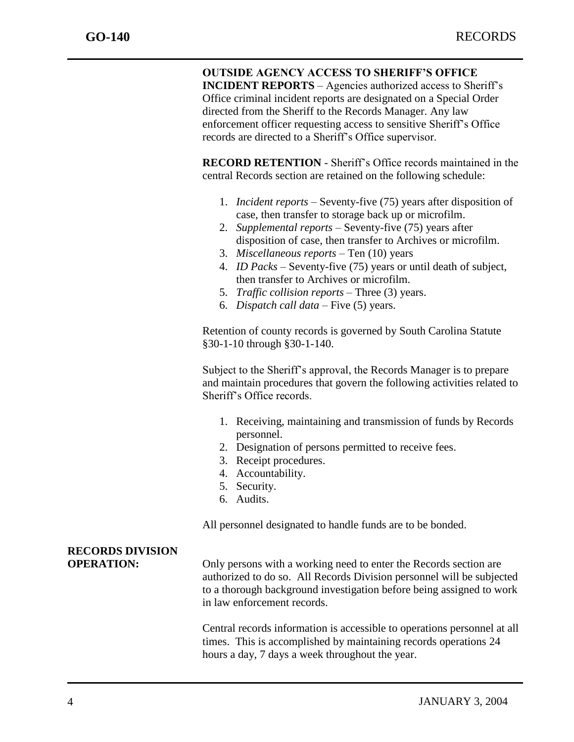**OUTSIDE AGENCY ACCESS TO SHERIFF'S OFFICE INCIDENT REPORTS** – Agencies authorized access to Sheriff's Office criminal incident reports are designated on a Special Order directed from the Sheriff to the Records Manager. Any law enforcement officer requesting access to sensitive Sheriff's Office records are directed to a Sheriff's Office supervisor.

**RECORD RETENTION** - Sheriff's Office records maintained in the central Records section are retained on the following schedule:

1. *Incident reports* – Seventy-five (75) years after disposition of case, then transfer to storage back up or microfilm.
2. *Supplemental reports* – Seventy-five (75) years after disposition of case, then transfer to Archives or microfilm.
3. *Miscellaneous reports* – Ten (10) years
4. *ID Packs* – Seventy-five (75) years or until death of subject, then transfer to Archives or microfilm.
5. *Traffic collision reports* – Three (3) years.
6. *Dispatch call data* – Five (5) years.

Retention of county records is governed by South Carolina Statute §30-1-10 through §30-1-140.

Subject to the Sheriff's approval, the Records Manager is to prepare and maintain procedures that govern the following activities related to Sheriff's Office records.

1. Receiving, maintaining and transmission of funds by Records personnel.
2. Designation of persons permitted to receive fees.
3. Receipt procedures.
4. Accountability.
5. Security.
6. Audits.

All personnel designated to handle funds are to be bonded.

**RECORDS DIVISION OPERATION:**

Only persons with a working need to enter the Records section are authorized to do so. All Records Division personnel will be subjected to a thorough background investigation before being assigned to work in law enforcement records.

Central records information is accessible to operations personnel at all times. This is accomplished by maintaining records operations 24 hours a day, 7 days a week throughout the year.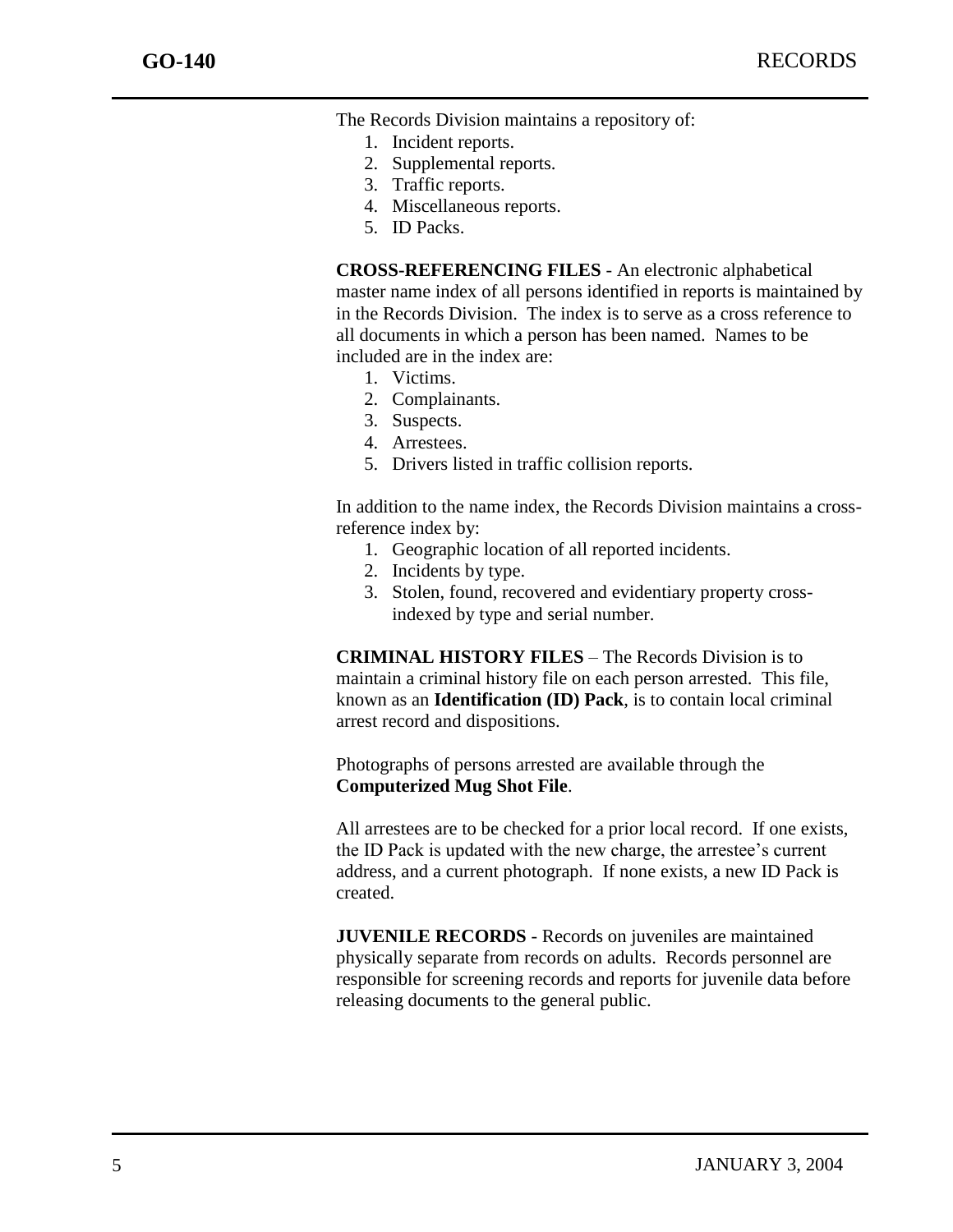The Records Division maintains a repository of:

1. Incident reports.
2. Supplemental reports.
3. Traffic reports.
4. Miscellaneous reports.
5. ID Packs.

**CROSS-REFERENCING FILES** - An electronic alphabetical master name index of all persons identified in reports is maintained by in the Records Division. The index is to serve as a cross reference to all documents in which a person has been named. Names to be included are in the index are:

1. Victims.
2. Complainants.
3. Suspects.
4. Arrestees.
5. Drivers listed in traffic collision reports.

In addition to the name index, the Records Division maintains a cross-reference index by:

1. Geographic location of all reported incidents.
2. Incidents by type.
3. Stolen, found, recovered and evidentiary property cross-indexed by type and serial number.

**CRIMINAL HISTORY FILES** – The Records Division is to maintain a criminal history file on each person arrested. This file, known as an **Identification (ID) Pack**, is to contain local criminal arrest record and dispositions.

Photographs of persons arrested are available through the **Computerized Mug Shot File**.

All arrestees are to be checked for a prior local record. If one exists, the ID Pack is updated with the new charge, the arrestee's current address, and a current photograph. If none exists, a new ID Pack is created.

**JUVENILE RECORDS** - Records on juveniles are maintained physically separate from records on adults. Records personnel are responsible for screening records and reports for juvenile data before releasing documents to the general public.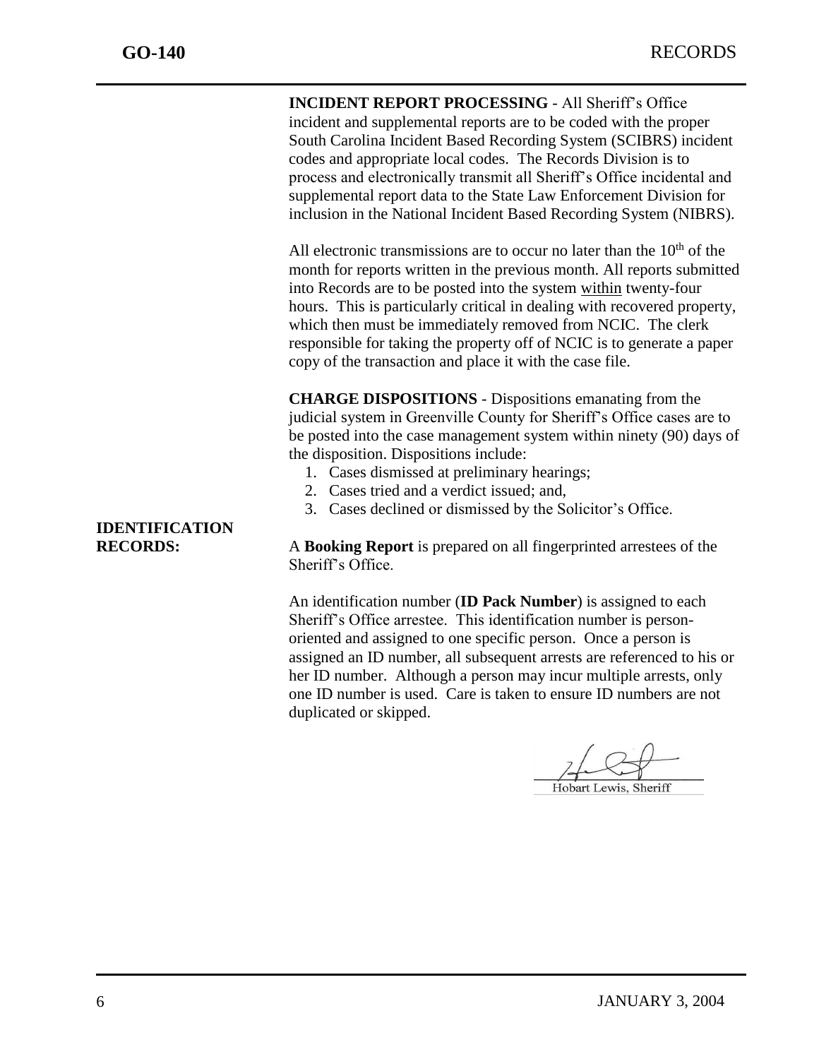**INCIDENT REPORT PROCESSING** - All Sheriff's Office incident and supplemental reports are to be coded with the proper South Carolina Incident Based Recording System (SCIBRS) incident codes and appropriate local codes. The Records Division is to process and electronically transmit all Sheriff's Office incidental and supplemental report data to the State Law Enforcement Division for inclusion in the National Incident Based Recording System (NIBRS).

All electronic transmissions are to occur no later than the 10th of the month for reports written in the previous month. All reports submitted into Records are to be posted into the system within twenty-four hours. This is particularly critical in dealing with recovered property, which then must be immediately removed from NCIC. The clerk responsible for taking the property off of NCIC is to generate a paper copy of the transaction and place it with the case file.

**CHARGE DISPOSITIONS** - Dispositions emanating from the judicial system in Greenville County for Sheriff's Office cases are to be posted into the case management system within ninety (90) days of the disposition. Dispositions include:

1. Cases dismissed at preliminary hearings;
2. Cases tried and a verdict issued; and,
3. Cases declined or dismissed by the Solicitor's Office.

**IDENTIFICATION RECORDS:**

A **Booking Report** is prepared on all fingerprinted arrestees of the Sheriff's Office.

An identification number (**ID Pack Number**) is assigned to each Sheriff's Office arrestee. This identification number is person-oriented and assigned to one specific person. Once a person is assigned an ID number, all subsequent arrests are referenced to his or her ID number. Although a person may incur multiple arrests, only one ID number is used. Care is taken to ensure ID numbers are not duplicated or skipped.

Hobart Lewis, Sheriff